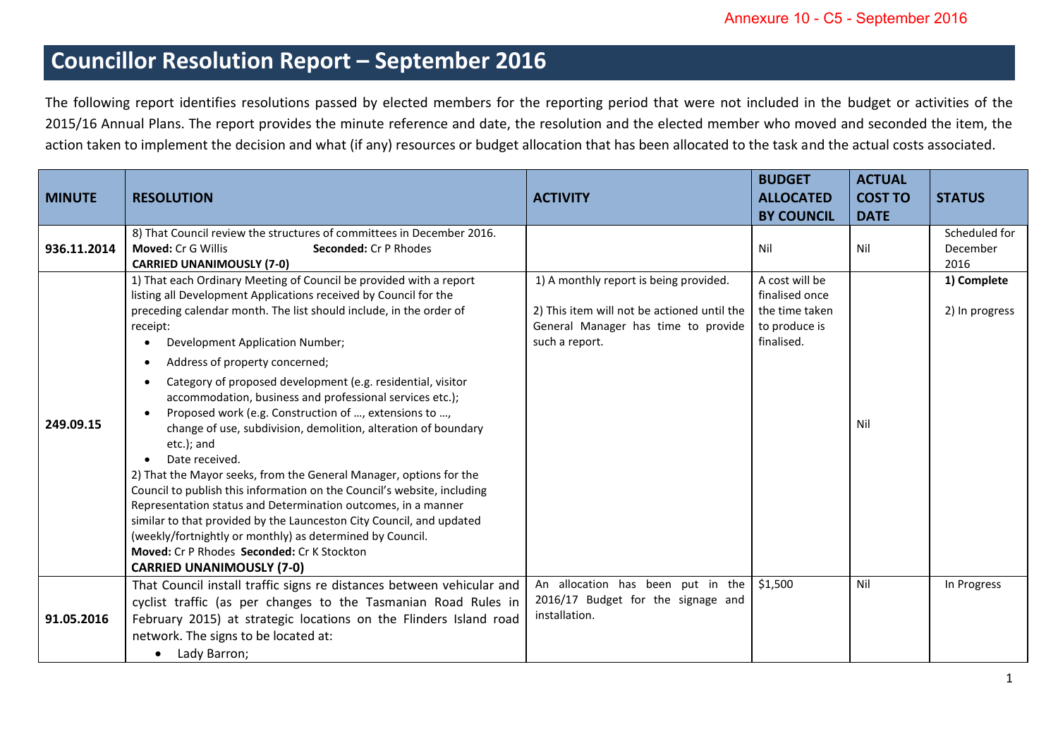Annexure 10 - C5 - September 2016

# Councillor Resolution Report – September 2016

The following report identifies resolutions passed by elected members for the reporting period that were not included in the budget or activities of the 2015/16 Annual Plans. The report provides the minute reference and date, the resolution and the elected member who moved and seconded the item, the action taken to implement the decision and what (if any) resources or budget allocation that has been allocated to the task and the actual costs associated.

| MINUTE | RESOLUTION | ACTIVITY | BUDGET ALLOCATED BY COUNCIL | ACTUAL COST TO DATE | STATUS |
|---|---|---|---|---|---|
| 936.11.2014 | 8) That Council review the structures of committees in December 2016.<br>**Moved:** Cr G Willis **Seconded:** Cr P Rhodes<br>**CARRIED UNANIMOUSLY (7-0)** | | Nil | Nil | Scheduled for December 2016 |
| 249.09.15 | 1) That each Ordinary Meeting of Council be provided with a report listing all Development Applications received by Council for the preceding calendar month. The list should include, in the order of receipt:<br>• Development Application Number;<br>• Address of property concerned;<br>• Category of proposed development (e.g. residential, visitor accommodation, business and professional services etc.);<br>• Proposed work (e.g. Construction of …, extensions to …, change of use, subdivision, demolition, alteration of boundary etc.); and<br>• Date received.<br>2) That the Mayor seeks, from the General Manager, options for the Council to publish this information on the Council's website, including Representation status and Determination outcomes, in a manner similar to that provided by the Launceston City Council, and updated (weekly/fortnightly or monthly) as determined by Council.<br>**Moved:** Cr P Rhodes **Seconded:** Cr K Stockton<br>**CARRIED UNANIMOUSLY (7-0)** | 1) A monthly report is being provided.<br>2) This item will not be actioned until the General Manager has time to provide such a report. | A cost will be finalised once the time taken to produce is finalised. | Nil | **1) Complete**<br>2) In progress |
| 91.05.2016 | That Council install traffic signs re distances between vehicular and cyclist traffic (as per changes to the Tasmanian Road Rules in February 2015) at strategic locations on the Flinders Island road network. The signs to be located at:<br>• Lady Barron; | An allocation has been put in the 2016/17 Budget for the signage and installation. | $1,500 | Nil | In Progress |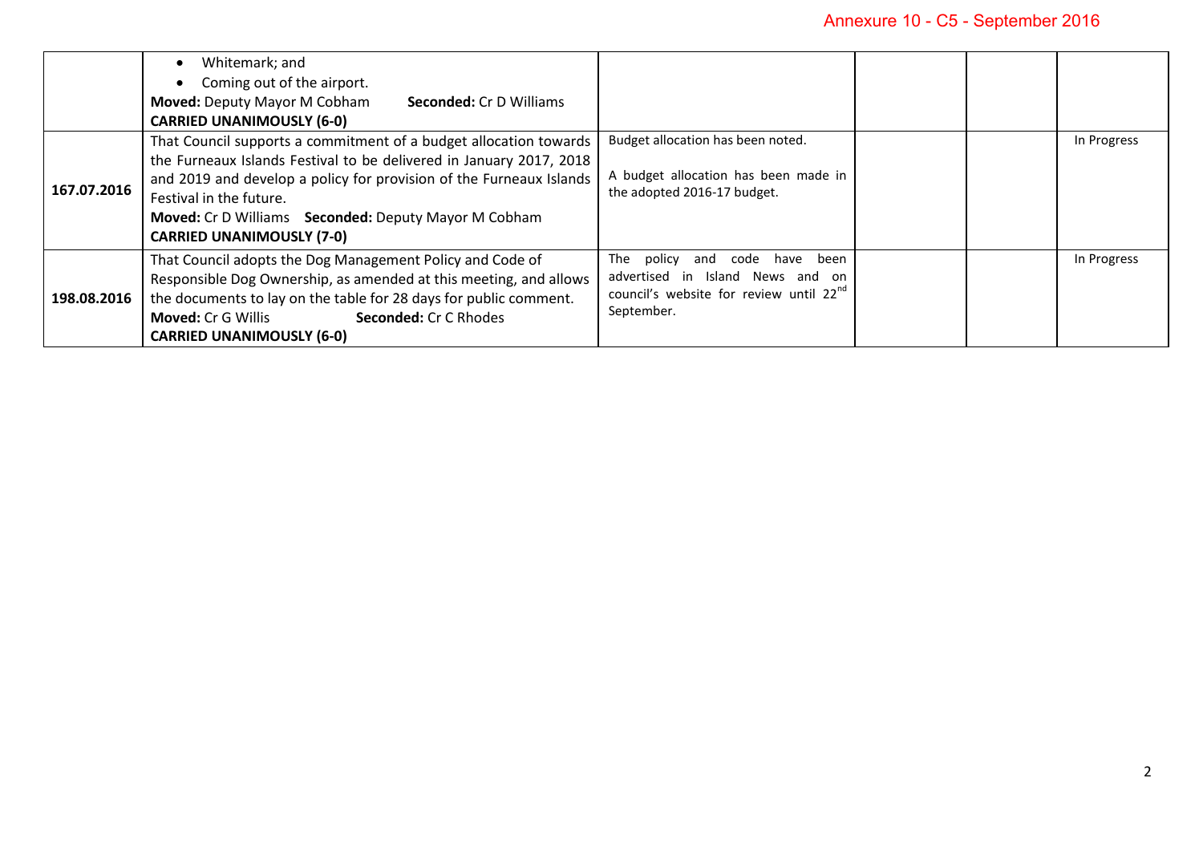| | | | | | |
|---|---|---|---|---|---|
| | • Whitemark; and<br>• Coming out of the airport.<br>**Moved:** Deputy Mayor M Cobham **Seconded:** Cr D Williams<br>**CARRIED UNANIMOUSLY (6-0)** | | | | |
| **167.07.2016** | That Council supports a commitment of a budget allocation towards the Furneaux Islands Festival to be delivered in January 2017, 2018 and 2019 and develop a policy for provision of the Furneaux Islands Festival in the future.<br>**Moved:** Cr D Williams **Seconded:** Deputy Mayor M Cobham<br>**CARRIED UNANIMOUSLY (7-0)** | Budget allocation has been noted.<br><br>A budget allocation has been made in the adopted 2016-17 budget. | | | In Progress |
| **198.08.2016** | That Council adopts the Dog Management Policy and Code of Responsible Dog Ownership, as amended at this meeting, and allows the documents to lay on the table for 28 days for public comment.<br>**Moved:** Cr G Willis **Seconded:** Cr C Rhodes<br>**CARRIED UNANIMOUSLY (6-0)** | The policy and code have been advertised in Island News and on council's website for review until 22nd September. | | | In Progress |